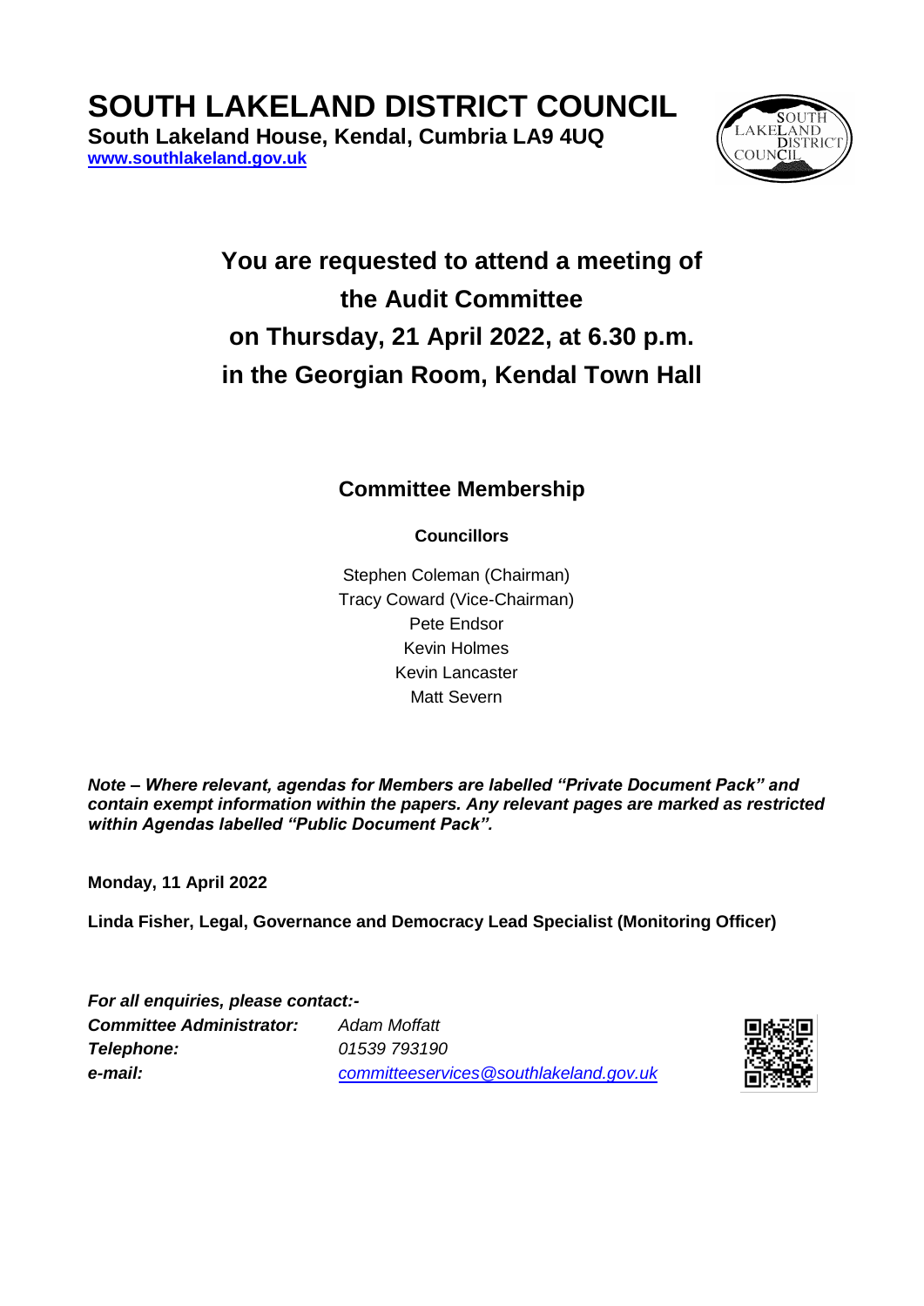# SOUTH LAKELAND DISTRICT COUNCIL

**South Lakeland House, Kendal, Cumbria LA9 4UQ**
**www.southlakeland.gov.uk**

## You are requested to attend a meeting of the Audit Committee on Thursday, 21 April 2022, at 6.30 p.m. in the Georgian Room, Kendal Town Hall

### Committee Membership

**Councillors**

Stephen Coleman (Chairman)
Tracy Coward (Vice-Chairman)
Pete Endsor
Kevin Holmes
Kevin Lancaster
Matt Severn

***Note – Where relevant, agendas for Members are labelled "Private Document Pack" and contain exempt information within the papers. Any relevant pages are marked as restricted within Agendas labelled "Public Document Pack".***

**Monday, 11 April 2022**

**Linda Fisher, Legal, Governance and Democracy Lead Specialist (Monitoring Officer)**

***For all enquiries, please contact:-***

| | |
|---|---|
| ***Committee Administrator:*** | *Adam Moffatt* |
| ***Telephone:*** | *01539 793190* |
| ***e-mail:*** | *committeeservices@southlakeland.gov.uk* |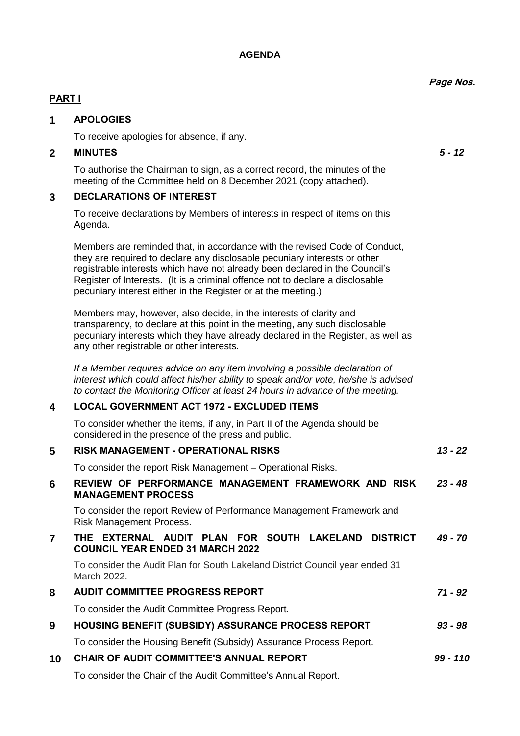# AGENDA

| | | Page Nos. |
|---|---|---|
| **PART I** | | |
| **1** | **APOLOGIES** | |
| | To receive apologies for absence, if any. | |
| **2** | **MINUTES** | *5 - 12* |
| | To authorise the Chairman to sign, as a correct record, the minutes of the meeting of the Committee held on 8 December 2021 (copy attached). | |
| **3** | **DECLARATIONS OF INTEREST** | |
| | To receive declarations by Members of interests in respect of items on this Agenda. | |
| | Members are reminded that, in accordance with the revised Code of Conduct, they are required to declare any disclosable pecuniary interests or other registrable interests which have not already been declared in the Council's Register of Interests. (It is a criminal offence not to declare a disclosable pecuniary interest either in the Register or at the meeting.) | |
| | Members may, however, also decide, in the interests of clarity and transparency, to declare at this point in the meeting, any such disclosable pecuniary interests which they have already declared in the Register, as well as any other registrable or other interests. | |
| | *If a Member requires advice on any item involving a possible declaration of interest which could affect his/her ability to speak and/or vote, he/she is advised to contact the Monitoring Officer at least 24 hours in advance of the meeting.* | |
| **4** | **LOCAL GOVERNMENT ACT 1972 - EXCLUDED ITEMS** | |
| | To consider whether the items, if any, in Part II of the Agenda should be considered in the presence of the press and public. | |
| **5** | **RISK MANAGEMENT - OPERATIONAL RISKS** | *13 - 22* |
| | To consider the report Risk Management – Operational Risks. | |
| **6** | **REVIEW OF PERFORMANCE MANAGEMENT FRAMEWORK AND RISK MANAGEMENT PROCESS** | *23 - 48* |
| | To consider the report Review of Performance Management Framework and Risk Management Process. | |
| **7** | **THE EXTERNAL AUDIT PLAN FOR SOUTH LAKELAND DISTRICT COUNCIL YEAR ENDED 31 MARCH 2022** | *49 - 70* |
| | To consider the Audit Plan for South Lakeland District Council year ended 31 March 2022. | |
| **8** | **AUDIT COMMITTEE PROGRESS REPORT** | *71 - 92* |
| | To consider the Audit Committee Progress Report. | |
| **9** | **HOUSING BENEFIT (SUBSIDY) ASSURANCE PROCESS REPORT** | *93 - 98* |
| | To consider the Housing Benefit (Subsidy) Assurance Process Report. | |
| **10** | **CHAIR OF AUDIT COMMITTEE'S ANNUAL REPORT** | *99 - 110* |
| | To consider the Chair of the Audit Committee's Annual Report. | |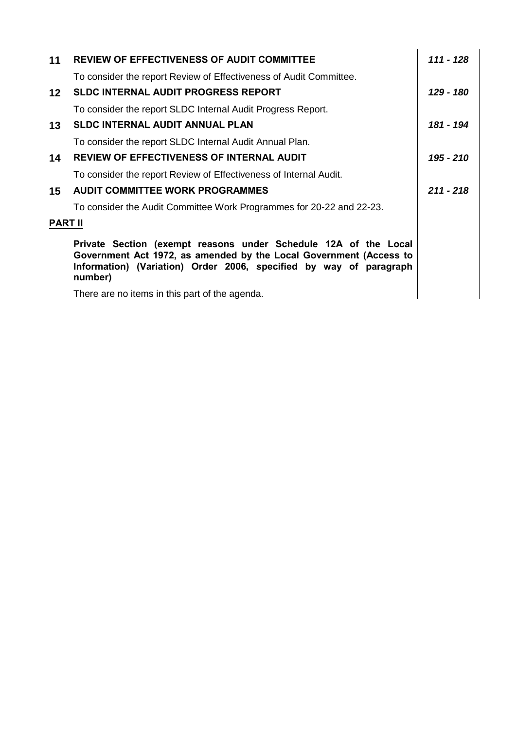| | | |
|---|---|---|
| **11** | **REVIEW OF EFFECTIVENESS OF AUDIT COMMITTEE** | ***111 - 128*** |
| | To consider the report Review of Effectiveness of Audit Committee. | |
| **12** | **SLDC INTERNAL AUDIT PROGRESS REPORT** | ***129 - 180*** |
| | To consider the report SLDC Internal Audit Progress Report. | |
| **13** | **SLDC INTERNAL AUDIT ANNUAL PLAN** | ***181 - 194*** |
| | To consider the report SLDC Internal Audit Annual Plan. | |
| **14** | **REVIEW OF EFFECTIVENESS OF INTERNAL AUDIT** | ***195 - 210*** |
| | To consider the report Review of Effectiveness of Internal Audit. | |
| **15** | **AUDIT COMMITTEE WORK PROGRAMMES** | ***211 - 218*** |
| | To consider the Audit Committee Work Programmes for 20-22 and 22-23. | |

**PART II**

**Private Section (exempt reasons under Schedule 12A of the Local Government Act 1972, as amended by the Local Government (Access to Information) (Variation) Order 2006, specified by way of paragraph number)**

There are no items in this part of the agenda.